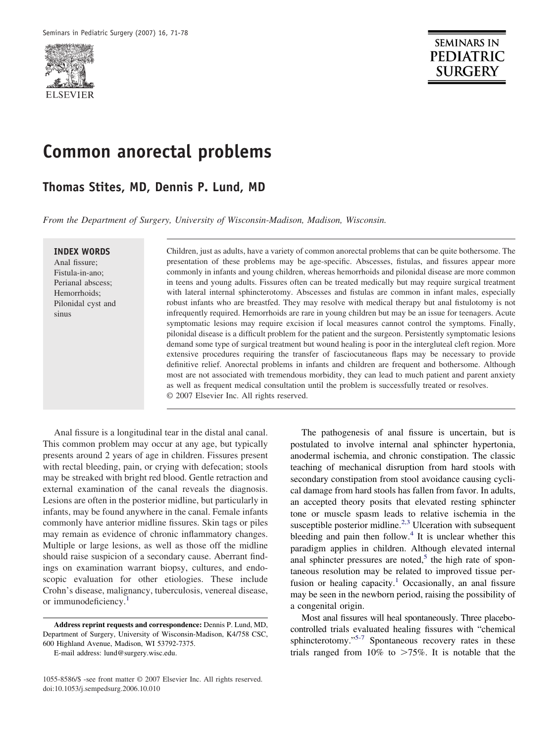# Common anorectal problems

## Thomas Stites, MD, Dennis P. Lund, MD

*From the Department of Surgery, University of Wisconsin-Madison, Madison, Wisconsin.*

**INDEX WORDS**
Anal fissure;
Fistula-in-ano;
Perianal abscess;
Hemorrhoids;
Pilonidal cyst and sinus

Children, just as adults, have a variety of common anorectal problems that can be quite bothersome. The presentation of these problems may be age-specific. Abscesses, fistulas, and fissures appear more commonly in infants and young children, whereas hemorrhoids and pilonidal disease are more common in teens and young adults. Fissures often can be treated medically but may require surgical treatment with lateral internal sphincterotomy. Abscesses and fistulas are common in infant males, especially robust infants who are breastfed. They may resolve with medical therapy but anal fistulotomy is not infrequently required. Hemorrhoids are rare in young children but may be an issue for teenagers. Acute symptomatic lesions may require excision if local measures cannot control the symptoms. Finally, pilonidal disease is a difficult problem for the patient and the surgeon. Persistently symptomatic lesions demand some type of surgical treatment but wound healing is poor in the intergluteal cleft region. More extensive procedures requiring the transfer of fasciocutaneous flaps may be necessary to provide definitive relief. Anorectal problems in infants and children are frequent and bothersome. Although most are not associated with tremendous morbidity, they can lead to much patient and parent anxiety as well as frequent medical consultation until the problem is successfully treated or resolves.
© 2007 Elsevier Inc. All rights reserved.

Anal fissure is a longitudinal tear in the distal anal canal. This common problem may occur at any age, but typically presents around 2 years of age in children. Fissures present with rectal bleeding, pain, or crying with defecation; stools may be streaked with bright red blood. Gentle retraction and external examination of the canal reveals the diagnosis. Lesions are often in the posterior midline, but particularly in infants, may be found anywhere in the canal. Female infants commonly have anterior midline fissures. Skin tags or piles may remain as evidence of chronic inflammatory changes. Multiple or large lesions, as well as those off the midline should raise suspicion of a secondary cause. Aberrant findings on examination warrant biopsy, cultures, and endoscopic evaluation for other etiologies. These include Crohn's disease, malignancy, tuberculosis, venereal disease, or immunodeficiency.[1]

The pathogenesis of anal fissure is uncertain, but is postulated to involve internal anal sphincter hypertonia, anodermal ischemia, and chronic constipation. The classic teaching of mechanical disruption from hard stools with secondary constipation from stool avoidance causing cyclical damage from hard stools has fallen from favor. In adults, an accepted theory posits that elevated resting sphincter tone or muscle spasm leads to relative ischemia in the susceptible posterior midline.[2,3] Ulceration with subsequent bleeding and pain then follow.[4] It is unclear whether this paradigm applies in children. Although elevated internal anal sphincter pressures are noted,[5] the high rate of spontaneous resolution may be related to improved tissue perfusion or healing capacity.[1] Occasionally, an anal fissure may be seen in the newborn period, raising the possibility of a congenital origin.

Most anal fissures will heal spontaneously. Three placebo-controlled trials evaluated healing fissures with "chemical sphincterotomy."[5-7] Spontaneous recovery rates in these trials ranged from 10% to >75%. It is notable that the

**Address reprint requests and correspondence:** Dennis P. Lund, MD, Department of Surgery, University of Wisconsin-Madison, K4/758 CSC, 600 Highland Avenue, Madison, WI 53792-7375.
E-mail address: lund@surgery.wisc.edu.

1055-8586/$ -see front matter © 2007 Elsevier Inc. All rights reserved.
doi:10.1053/j.sempedsurg.2006.10.010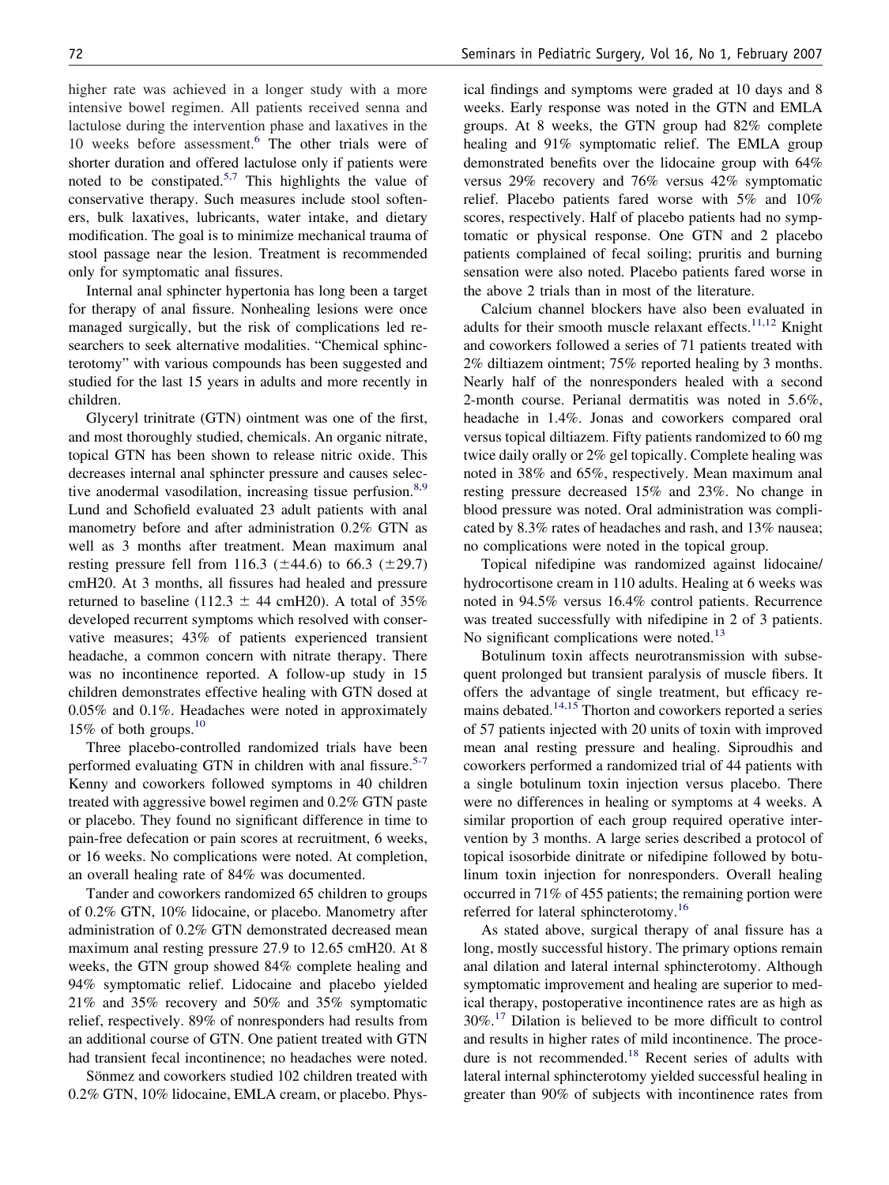higher rate was achieved in a longer study with a more intensive bowel regimen. All patients received senna and lactulose during the intervention phase and laxatives in the 10 weeks before assessment.[6] The other trials were of shorter duration and offered lactulose only if patients were noted to be constipated.[5,7] This highlights the value of conservative therapy. Such measures include stool softeners, bulk laxatives, lubricants, water intake, and dietary modification. The goal is to minimize mechanical trauma of stool passage near the lesion. Treatment is recommended only for symptomatic anal fissures.

Internal anal sphincter hypertonia has long been a target for therapy of anal fissure. Nonhealing lesions were once managed surgically, but the risk of complications led researchers to seek alternative modalities. "Chemical sphincterotomy" with various compounds has been suggested and studied for the last 15 years in adults and more recently in children.

Glyceryl trinitrate (GTN) ointment was one of the first, and most thoroughly studied, chemicals. An organic nitrate, topical GTN has been shown to release nitric oxide. This decreases internal anal sphincter pressure and causes selective anodermal vasodilation, increasing tissue perfusion.[8,9] Lund and Schofield evaluated 23 adult patients with anal manometry before and after administration 0.2% GTN as well as 3 months after treatment. Mean maximum anal resting pressure fell from 116.3 ($\pm$44.6) to 66.3 ($\pm$29.7) cmH20. At 3 months, all fissures had healed and pressure returned to baseline (112.3 $\pm$ 44 cmH20). A total of 35% developed recurrent symptoms which resolved with conservative measures; 43% of patients experienced transient headache, a common concern with nitrate therapy. There was no incontinence reported. A follow-up study in 15 children demonstrates effective healing with GTN dosed at 0.05% and 0.1%. Headaches were noted in approximately 15% of both groups.[10]

Three placebo-controlled randomized trials have been performed evaluating GTN in children with anal fissure.[5-7] Kenny and coworkers followed symptoms in 40 children treated with aggressive bowel regimen and 0.2% GTN paste or placebo. They found no significant difference in time to pain-free defecation or pain scores at recruitment, 6 weeks, or 16 weeks. No complications were noted. At completion, an overall healing rate of 84% was documented.

Tander and coworkers randomized 65 children to groups of 0.2% GTN, 10% lidocaine, or placebo. Manometry after administration of 0.2% GTN demonstrated decreased mean maximum anal resting pressure 27.9 to 12.65 cmH20. At 8 weeks, the GTN group showed 84% complete healing and 94% symptomatic relief. Lidocaine and placebo yielded 21% and 35% recovery and 50% and 35% symptomatic relief, respectively. 89% of nonresponders had results from an additional course of GTN. One patient treated with GTN had transient fecal incontinence; no headaches were noted.

Sönmez and coworkers studied 102 children treated with 0.2% GTN, 10% lidocaine, EMLA cream, or placebo. Physical findings and symptoms were graded at 10 days and 8 weeks. Early response was noted in the GTN and EMLA groups. At 8 weeks, the GTN group had 82% complete healing and 91% symptomatic relief. The EMLA group demonstrated benefits over the lidocaine group with 64% versus 29% recovery and 76% versus 42% symptomatic relief. Placebo patients fared worse with 5% and 10% scores, respectively. Half of placebo patients had no symptomatic or physical response. One GTN and 2 placebo patients complained of fecal soiling; pruritis and burning sensation were also noted. Placebo patients fared worse in the above 2 trials than in most of the literature.

Calcium channel blockers have also been evaluated in adults for their smooth muscle relaxant effects.[11,12] Knight and coworkers followed a series of 71 patients treated with 2% diltiazem ointment; 75% reported healing by 3 months. Nearly half of the nonresponders healed with a second 2-month course. Perianal dermatitis was noted in 5.6%, headache in 1.4%. Jonas and coworkers compared oral versus topical diltiazem. Fifty patients randomized to 60 mg twice daily orally or 2% gel topically. Complete healing was noted in 38% and 65%, respectively. Mean maximum anal resting pressure decreased 15% and 23%. No change in blood pressure was noted. Oral administration was complicated by 8.3% rates of headaches and rash, and 13% nausea; no complications were noted in the topical group.

Topical nifedipine was randomized against lidocaine/hydrocortisone cream in 110 adults. Healing at 6 weeks was noted in 94.5% versus 16.4% control patients. Recurrence was treated successfully with nifedipine in 2 of 3 patients. No significant complications were noted.[13]

Botulinum toxin affects neurotransmission with subsequent prolonged but transient paralysis of muscle fibers. It offers the advantage of single treatment, but efficacy remains debated.[14,15] Thorton and coworkers reported a series of 57 patients injected with 20 units of toxin with improved mean anal resting pressure and healing. Siproudhis and coworkers performed a randomized trial of 44 patients with a single botulinum toxin injection versus placebo. There were no differences in healing or symptoms at 4 weeks. A similar proportion of each group required operative intervention by 3 months. A large series described a protocol of topical isosorbide dinitrate or nifedipine followed by botulinum toxin injection for nonresponders. Overall healing occurred in 71% of 455 patients; the remaining portion were referred for lateral sphincterotomy.[16]

As stated above, surgical therapy of anal fissure has a long, mostly successful history. The primary options remain anal dilation and lateral internal sphincterotomy. Although symptomatic improvement and healing are superior to medical therapy, postoperative incontinence rates are as high as 30%.[17] Dilation is believed to be more difficult to control and results in higher rates of mild incontinence. The procedure is not recommended.[18] Recent series of adults with lateral internal sphincterotomy yielded successful healing in greater than 90% of subjects with incontinence rates from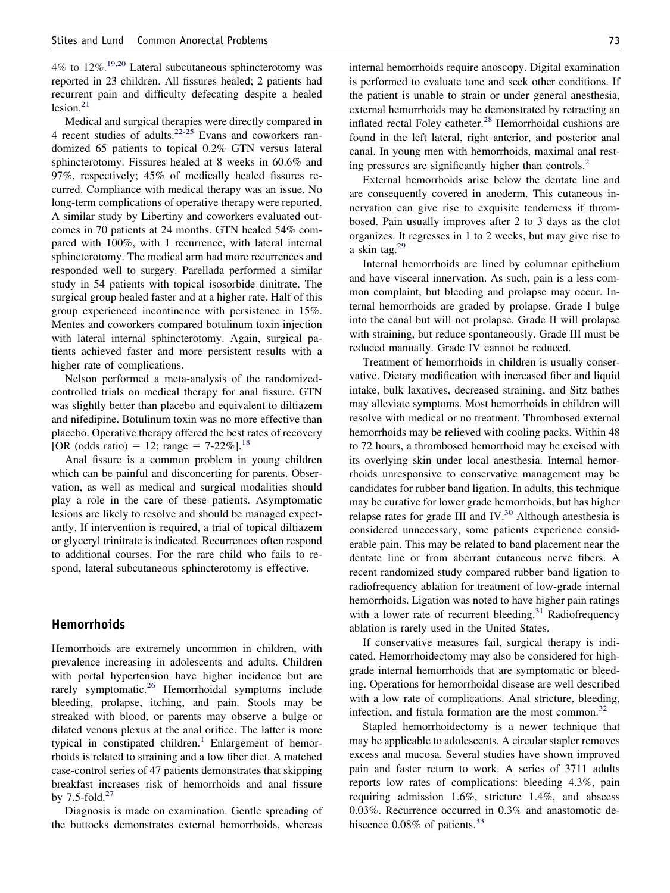4% to 12%.[19,20] Lateral subcutaneous sphincterotomy was reported in 23 children. All fissures healed; 2 patients had recurrent pain and difficulty defecating despite a healed lesion.[21]

Medical and surgical therapies were directly compared in 4 recent studies of adults.[22-25] Evans and coworkers randomized 65 patients to topical 0.2% GTN versus lateral sphincterotomy. Fissures healed at 8 weeks in 60.6% and 97%, respectively; 45% of medically healed fissures recurred. Compliance with medical therapy was an issue. No long-term complications of operative therapy were reported. A similar study by Libertiny and coworkers evaluated outcomes in 70 patients at 24 months. GTN healed 54% compared with 100%, with 1 recurrence, with lateral internal sphincterotomy. The medical arm had more recurrences and responded well to surgery. Parellada performed a similar study in 54 patients with topical isosorbide dinitrate. The surgical group healed faster and at a higher rate. Half of this group experienced incontinence with persistence in 15%. Mentes and coworkers compared botulinum toxin injection with lateral internal sphincterotomy. Again, surgical patients achieved faster and more persistent results with a higher rate of complications.

Nelson performed a meta-analysis of the randomized-controlled trials on medical therapy for anal fissure. GTN was slightly better than placebo and equivalent to diltiazem and nifedipine. Botulinum toxin was no more effective than placebo. Operative therapy offered the best rates of recovery [OR (odds ratio) = 12; range = 7-22%].[18]

Anal fissure is a common problem in young children which can be painful and disconcerting for parents. Observation, as well as medical and surgical modalities should play a role in the care of these patients. Asymptomatic lesions are likely to resolve and should be managed expectantly. If intervention is required, a trial of topical diltiazem or glyceryl trinitrate is indicated. Recurrences often respond to additional courses. For the rare child who fails to respond, lateral subcutaneous sphincterotomy is effective.

## Hemorrhoids

Hemorrhoids are extremely uncommon in children, with prevalence increasing in adolescents and adults. Children with portal hypertension have higher incidence but are rarely symptomatic.[26] Hemorrhoidal symptoms include bleeding, prolapse, itching, and pain. Stools may be streaked with blood, or parents may observe a bulge or dilated venous plexus at the anal orifice. The latter is more typical in constipated children.[1] Enlargement of hemorrhoids is related to straining and a low fiber diet. A matched case-control series of 47 patients demonstrates that skipping breakfast increases risk of hemorrhoids and anal fissure by 7.5-fold.[27]

Diagnosis is made on examination. Gentle spreading of the buttocks demonstrates external hemorrhoids, whereas internal hemorrhoids require anoscopy. Digital examination is performed to evaluate tone and seek other conditions. If the patient is unable to strain or under general anesthesia, external hemorrhoids may be demonstrated by retracting an inflated rectal Foley catheter.[28] Hemorrhoidal cushions are found in the left lateral, right anterior, and posterior anal canal. In young men with hemorrhoids, maximal anal resting pressures are significantly higher than controls.[2]

External hemorrhoids arise below the dentate line and are consequently covered in anoderm. This cutaneous innervation can give rise to exquisite tenderness if thrombosed. Pain usually improves after 2 to 3 days as the clot organizes. It regresses in 1 to 2 weeks, but may give rise to a skin tag.[29]

Internal hemorrhoids are lined by columnar epithelium and have visceral innervation. As such, pain is a less common complaint, but bleeding and prolapse may occur. Internal hemorrhoids are graded by prolapse. Grade I bulge into the canal but will not prolapse. Grade II will prolapse with straining, but reduce spontaneously. Grade III must be reduced manually. Grade IV cannot be reduced.

Treatment of hemorrhoids in children is usually conservative. Dietary modification with increased fiber and liquid intake, bulk laxatives, decreased straining, and Sitz bathes may alleviate symptoms. Most hemorrhoids in children will resolve with medical or no treatment. Thrombosed external hemorrhoids may be relieved with cooling packs. Within 48 to 72 hours, a thrombosed hemorrhoid may be excised with its overlying skin under local anesthesia. Internal hemorrhoids unresponsive to conservative management may be candidates for rubber band ligation. In adults, this technique may be curative for lower grade hemorrhoids, but has higher relapse rates for grade III and IV.[30] Although anesthesia is considered unnecessary, some patients experience considerable pain. This may be related to band placement near the dentate line or from aberrant cutaneous nerve fibers. A recent randomized study compared rubber band ligation to radiofrequency ablation for treatment of low-grade internal hemorrhoids. Ligation was noted to have higher pain ratings with a lower rate of recurrent bleeding.[31] Radiofrequency ablation is rarely used in the United States.

If conservative measures fail, surgical therapy is indicated. Hemorrhoidectomy may also be considered for high-grade internal hemorrhoids that are symptomatic or bleeding. Operations for hemorrhoidal disease are well described with a low rate of complications. Anal stricture, bleeding, infection, and fistula formation are the most common.[32]

Stapled hemorrhoidectomy is a newer technique that may be applicable to adolescents. A circular stapler removes excess anal mucosa. Several studies have shown improved pain and faster return to work. A series of 3711 adults reports low rates of complications: bleeding 4.3%, pain requiring admission 1.6%, stricture 1.4%, and abscess 0.03%. Recurrence occurred in 0.3% and anastomotic dehiscence 0.08% of patients.[33]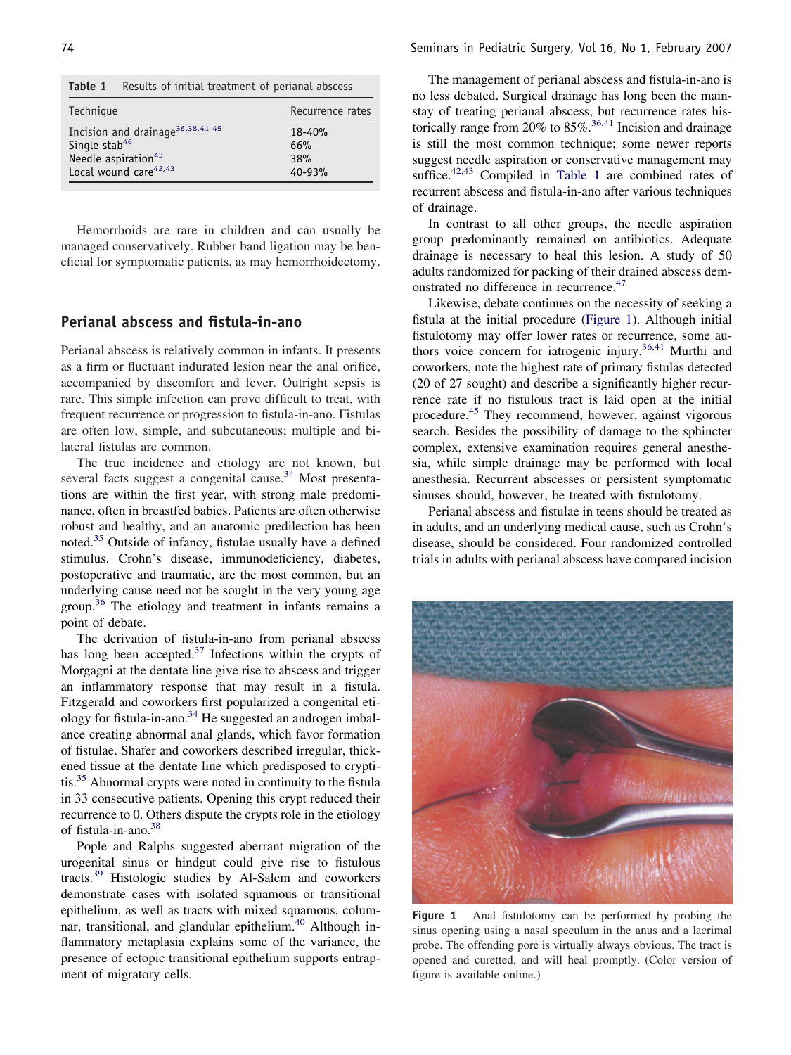**Table 1** Results of initial treatment of perianal abscess

| Technique | Recurrence rates |
|---|---|
| Incision and drainage[36,38,41-45] | 18-40% |
| Single stab[46] | 66% |
| Needle aspiration[43] | 38% |
| Local wound care[42,43] | 40-93% |

Hemorrhoids are rare in children and can usually be managed conservatively. Rubber band ligation may be beneficial for symptomatic patients, as may hemorrhoidectomy.

## Perianal abscess and fistula-in-ano

Perianal abscess is relatively common in infants. It presents as a firm or fluctuant indurated lesion near the anal orifice, accompanied by discomfort and fever. Outright sepsis is rare. This simple infection can prove difficult to treat, with frequent recurrence or progression to fistula-in-ano. Fistulas are often low, simple, and subcutaneous; multiple and bilateral fistulas are common.

The true incidence and etiology are not known, but several facts suggest a congenital cause.[34] Most presentations are within the first year, with strong male predominance, often in breastfed babies. Patients are often otherwise robust and healthy, and an anatomic predilection has been noted.[35] Outside of infancy, fistulae usually have a defined stimulus. Crohn's disease, immunodeficiency, diabetes, postoperative and traumatic, are the most common, but an underlying cause need not be sought in the very young age group.[36] The etiology and treatment in infants remains a point of debate.

The derivation of fistula-in-ano from perianal abscess has long been accepted.[37] Infections within the crypts of Morgagni at the dentate line give rise to abscess and trigger an inflammatory response that may result in a fistula. Fitzgerald and coworkers first popularized a congenital etiology for fistula-in-ano.[34] He suggested an androgen imbalance creating abnormal anal glands, which favor formation of fistulae. Shafer and coworkers described irregular, thickened tissue at the dentate line which predisposed to cryptitis.[35] Abnormal crypts were noted in continuity to the fistula in 33 consecutive patients. Opening this crypt reduced their recurrence to 0. Others dispute the crypts role in the etiology of fistula-in-ano.[38]

Pople and Ralphs suggested aberrant migration of the urogenital sinus or hindgut could give rise to fistulous tracts.[39] Histologic studies by Al-Salem and coworkers demonstrate cases with isolated squamous or transitional epithelium, as well as tracts with mixed squamous, columnar, transitional, and glandular epithelium.[40] Although inflammatory metaplasia explains some of the variance, the presence of ectopic transitional epithelium supports entrapment of migratory cells.

The management of perianal abscess and fistula-in-ano is no less debated. Surgical drainage has long been the mainstay of treating perianal abscess, but recurrence rates historically range from 20% to 85%.[36,41] Incision and drainage is still the most common technique; some newer reports suggest needle aspiration or conservative management may suffice.[42,43] Compiled in Table 1 are combined rates of recurrent abscess and fistula-in-ano after various techniques of drainage.

In contrast to all other groups, the needle aspiration group predominantly remained on antibiotics. Adequate drainage is necessary to heal this lesion. A study of 50 adults randomized for packing of their drained abscess demonstrated no difference in recurrence.[47]

Likewise, debate continues on the necessity of seeking a fistula at the initial procedure (Figure 1). Although initial fistulotomy may offer lower rates or recurrence, some authors voice concern for iatrogenic injury.[36,41] Murthi and coworkers, note the highest rate of primary fistulas detected (20 of 27 sought) and describe a significantly higher recurrence rate if no fistulous tract is laid open at the initial procedure.[45] They recommend, however, against vigorous search. Besides the possibility of damage to the sphincter complex, extensive examination requires general anesthesia, while simple drainage may be performed with local anesthesia. Recurrent abscesses or persistent symptomatic sinuses should, however, be treated with fistulotomy.

Perianal abscess and fistulae in teens should be treated as in adults, and an underlying medical cause, such as Crohn's disease, should be considered. Four randomized controlled trials in adults with perianal abscess have compared incision

**Figure 1** Anal fistulotomy can be performed by probing the sinus opening using a nasal speculum in the anus and a lacrimal probe. The offending pore is virtually always obvious. The tract is opened and curetted, and will heal promptly. (Color version of figure is available online.)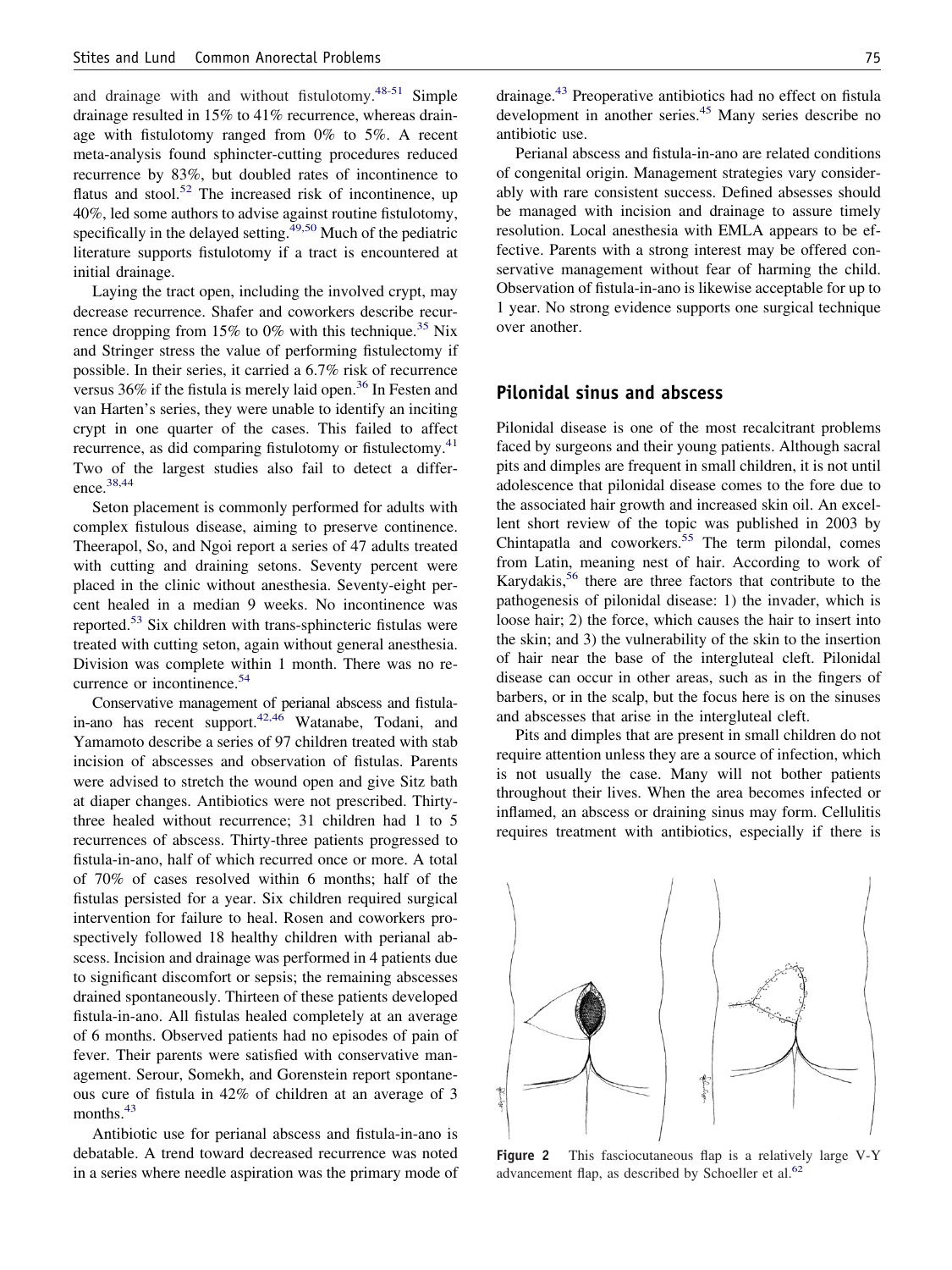and drainage with and without fistulotomy.[48-51] Simple drainage resulted in 15% to 41% recurrence, whereas drainage with fistulotomy ranged from 0% to 5%. A recent meta-analysis found sphincter-cutting procedures reduced recurrence by 83%, but doubled rates of incontinence to flatus and stool.[52] The increased risk of incontinence, up 40%, led some authors to advise against routine fistulotomy, specifically in the delayed setting.[49,50] Much of the pediatric literature supports fistulotomy if a tract is encountered at initial drainage.

Laying the tract open, including the involved crypt, may decrease recurrence. Shafer and coworkers describe recurrence dropping from 15% to 0% with this technique.[35] Nix and Stringer stress the value of performing fistulectomy if possible. In their series, it carried a 6.7% risk of recurrence versus 36% if the fistula is merely laid open.[36] In Festen and van Harten's series, they were unable to identify an inciting crypt in one quarter of the cases. This failed to affect recurrence, as did comparing fistulotomy or fistulectomy.[41] Two of the largest studies also fail to detect a difference.[38,44]

Seton placement is commonly performed for adults with complex fistulous disease, aiming to preserve continence. Theerapol, So, and Ngoi report a series of 47 adults treated with cutting and draining setons. Seventy percent were placed in the clinic without anesthesia. Seventy-eight percent healed in a median 9 weeks. No incontinence was reported.[53] Six children with trans-sphincteric fistulas were treated with cutting seton, again without general anesthesia. Division was complete within 1 month. There was no recurrence or incontinence.[54]

Conservative management of perianal abscess and fistula-in-ano has recent support.[42,46] Watanabe, Todani, and Yamamoto describe a series of 97 children treated with stab incision of abscesses and observation of fistulas. Parents were advised to stretch the wound open and give Sitz bath at diaper changes. Antibiotics were not prescribed. Thirty-three healed without recurrence; 31 children had 1 to 5 recurrences of abscess. Thirty-three patients progressed to fistula-in-ano, half of which recurred once or more. A total of 70% of cases resolved within 6 months; half of the fistulas persisted for a year. Six children required surgical intervention for failure to heal. Rosen and coworkers prospectively followed 18 healthy children with perianal abscess. Incision and drainage was performed in 4 patients due to significant discomfort or sepsis; the remaining abscesses drained spontaneously. Thirteen of these patients developed fistula-in-ano. All fistulas healed completely at an average of 6 months. Observed patients had no episodes of pain of fever. Their parents were satisfied with conservative management. Serour, Somekh, and Gorenstein report spontaneous cure of fistula in 42% of children at an average of 3 months.[43]

Antibiotic use for perianal abscess and fistula-in-ano is debatable. A trend toward decreased recurrence was noted in a series where needle aspiration was the primary mode of drainage.[43] Preoperative antibiotics had no effect on fistula development in another series.[45] Many series describe no antibiotic use.

Perianal abscess and fistula-in-ano are related conditions of congenital origin. Management strategies vary considerably with rare consistent success. Defined absesses should be managed with incision and drainage to assure timely resolution. Local anesthesia with EMLA appears to be effective. Parents with a strong interest may be offered conservative management without fear of harming the child. Observation of fistula-in-ano is likewise acceptable for up to 1 year. No strong evidence supports one surgical technique over another.

## Pilonidal sinus and abscess

Pilonidal disease is one of the most recalcitrant problems faced by surgeons and their young patients. Although sacral pits and dimples are frequent in small children, it is not until adolescence that pilonidal disease comes to the fore due to the associated hair growth and increased skin oil. An excellent short review of the topic was published in 2003 by Chintapatla and coworkers.[55] The term pilondal, comes from Latin, meaning nest of hair. According to work of Karydakis,[56] there are three factors that contribute to the pathogenesis of pilonidal disease: 1) the invader, which is loose hair; 2) the force, which causes the hair to insert into the skin; and 3) the vulnerability of the skin to the insertion of hair near the base of the intergluteal cleft. Pilonidal disease can occur in other areas, such as in the fingers of barbers, or in the scalp, but the focus here is on the sinuses and abscesses that arise in the intergluteal cleft.

Pits and dimples that are present in small children do not require attention unless they are a source of infection, which is not usually the case. Many will not bother patients throughout their lives. When the area becomes infected or inflamed, an abscess or draining sinus may form. Cellulitis requires treatment with antibiotics, especially if there is

**Figure 2** This fasciocutaneous flap is a relatively large V-Y advancement flap, as described by Schoeller et al.[62]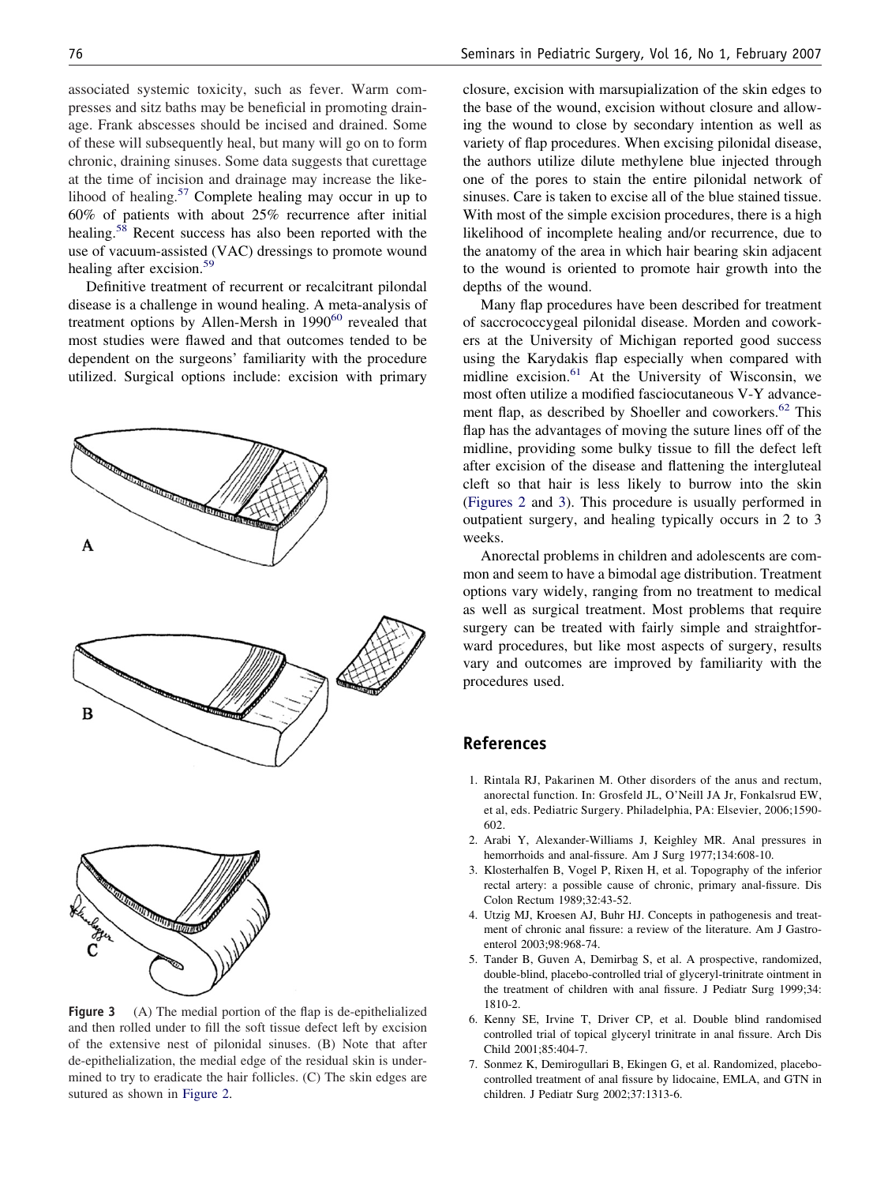associated systemic toxicity, such as fever. Warm compresses and sitz baths may be beneficial in promoting drainage. Frank abscesses should be incised and drained. Some of these will subsequently heal, but many will go on to form chronic, draining sinuses. Some data suggests that curettage at the time of incision and drainage may increase the likelihood of healing.[57] Complete healing may occur in up to 60% of patients with about 25% recurrence after initial healing.[58] Recent success has also been reported with the use of vacuum-assisted (VAC) dressings to promote wound healing after excision.[59]

Definitive treatment of recurrent or recalcitrant pilondal disease is a challenge in wound healing. A meta-analysis of treatment options by Allen-Mersh in 1990[60] revealed that most studies were flawed and that outcomes tended to be dependent on the surgeons' familiarity with the procedure utilized. Surgical options include: excision with primary closure, excision with marsupialization of the skin edges to the base of the wound, excision without closure and allowing the wound to close by secondary intention as well as variety of flap procedures. When excising pilonidal disease, the authors utilize dilute methylene blue injected through one of the pores to stain the entire pilonidal network of sinuses. Care is taken to excise all of the blue stained tissue. With most of the simple excision procedures, there is a high likelihood of incomplete healing and/or recurrence, due to the anatomy of the area in which hair bearing skin adjacent to the wound is oriented to promote hair growth into the depths of the wound.

Many flap procedures have been described for treatment of saccrococcygeal pilonidal disease. Morden and coworkers at the University of Michigan reported good success using the Karydakis flap especially when compared with midline excision.[61] At the University of Wisconsin, we most often utilize a modified fasciocutaneous V-Y advancement flap, as described by Shoeller and coworkers.[62] This flap has the advantages of moving the suture lines off of the midline, providing some bulky tissue to fill the defect left after excision of the disease and flattening the intergluteal cleft so that hair is less likely to burrow into the skin (Figures 2 and 3). This procedure is usually performed in outpatient surgery, and healing typically occurs in 2 to 3 weeks.

**Figure 3** (A) The medial portion of the flap is de-epithelialized and then rolled under to fill the soft tissue defect left by excision of the extensive nest of pilonidal sinuses. (B) Note that after de-epithelialization, the medial edge of the residual skin is undermined to try to eradicate the hair follicles. (C) The skin edges are sutured as shown in Figure 2.

Anorectal problems in children and adolescents are common and seem to have a bimodal age distribution. Treatment options vary widely, ranging from no treatment to medical as well as surgical treatment. Most problems that require surgery can be treated with fairly simple and straightforward procedures, but like most aspects of surgery, results vary and outcomes are improved by familiarity with the procedures used.

## References

1. Rintala RJ, Pakarinen M. Other disorders of the anus and rectum, anorectal function. In: Grosfeld JL, O'Neill JA Jr, Fonkalsrud EW, et al, eds. Pediatric Surgery. Philadelphia, PA: Elsevier, 2006;1590-602.
2. Arabi Y, Alexander-Williams J, Keighley MR. Anal pressures in hemorrhoids and anal-fissure. Am J Surg 1977;134:608-10.
3. Klosterhalfen B, Vogel P, Rixen H, et al. Topography of the inferior rectal artery: a possible cause of chronic, primary anal-fissure. Dis Colon Rectum 1989;32:43-52.
4. Utzig MJ, Kroesen AJ, Buhr HJ. Concepts in pathogenesis and treatment of chronic anal fissure: a review of the literature. Am J Gastroenterol 2003;98:968-74.
5. Tander B, Guven A, Demirbag S, et al. A prospective, randomized, double-blind, placebo-controlled trial of glyceryl-trinitrate ointment in the treatment of children with anal fissure. J Pediatr Surg 1999;34:1810-2.
6. Kenny SE, Irvine T, Driver CP, et al. Double blind randomised controlled trial of topical glyceryl trinitrate in anal fissure. Arch Dis Child 2001;85:404-7.
7. Sonmez K, Demirogullari B, Ekingen G, et al. Randomized, placebo-controlled treatment of anal fissure by lidocaine, EMLA, and GTN in children. J Pediatr Surg 2002;37:1313-6.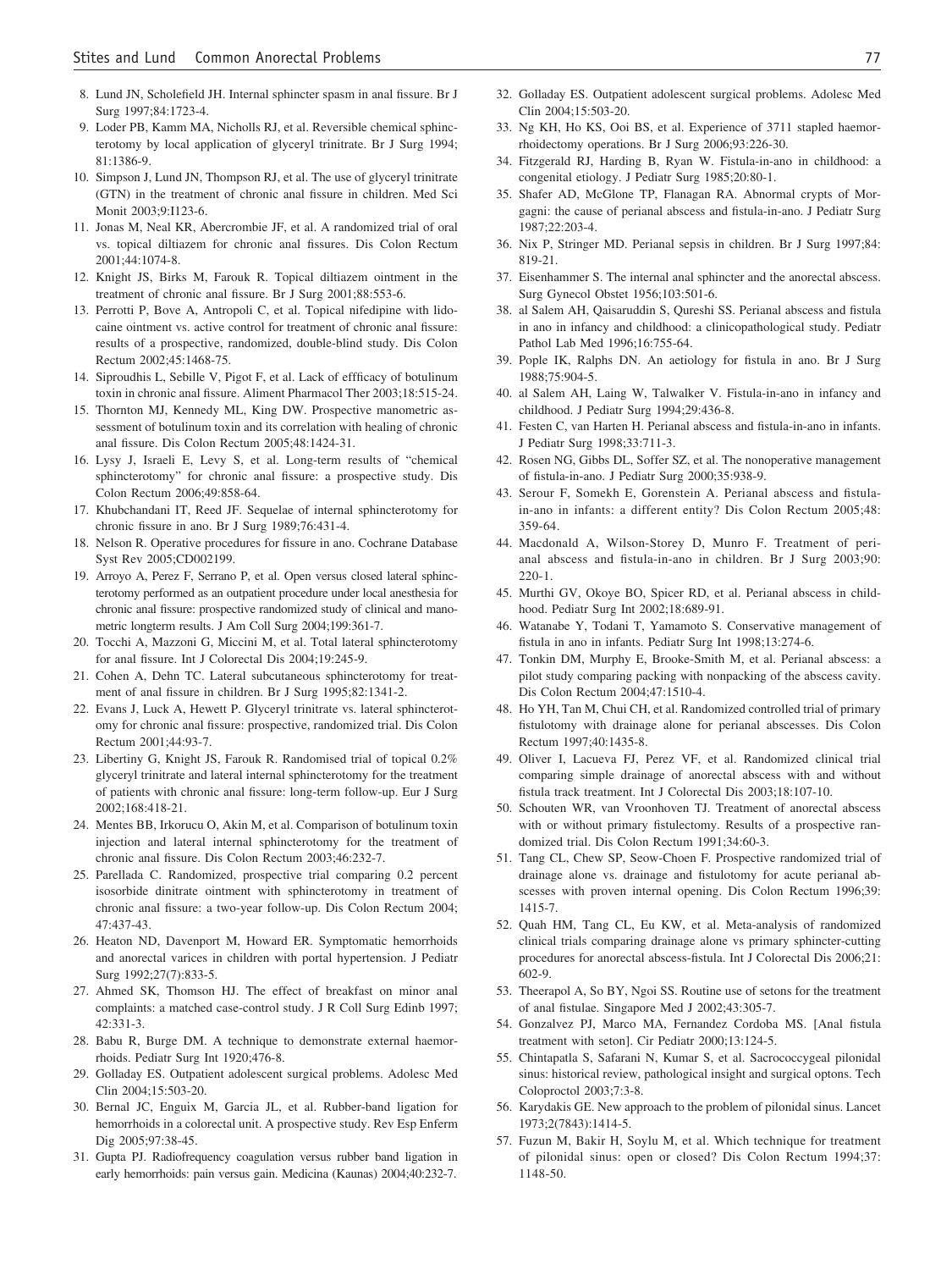8. Lund JN, Scholefield JH. Internal sphincter spasm in anal fissure. Br J Surg 1997;84:1723-4.
9. Loder PB, Kamm MA, Nicholls RJ, et al. Reversible chemical sphincterotomy by local application of glyceryl trinitrate. Br J Surg 1994; 81:1386-9.
10. Simpson J, Lund JN, Thompson RJ, et al. The use of glyceryl trinitrate (GTN) in the treatment of chronic anal fissure in children. Med Sci Monit 2003;9:I123-6.
11. Jonas M, Neal KR, Abercrombie JF, et al. A randomized trial of oral vs. topical diltiazem for chronic anal fissures. Dis Colon Rectum 2001;44:1074-8.
12. Knight JS, Birks M, Farouk R. Topical diltiazem ointment in the treatment of chronic anal fissure. Br J Surg 2001;88:553-6.
13. Perrotti P, Bove A, Antropoli C, et al. Topical nifedipine with lidocaine ointment vs. active control for treatment of chronic anal fissure: results of a prospective, randomized, double-blind study. Dis Colon Rectum 2002;45:1468-75.
14. Siproudhis L, Sebille V, Pigot F, et al. Lack of effficacy of botulinum toxin in chronic anal fissure. Aliment Pharmacol Ther 2003;18:515-24.
15. Thornton MJ, Kennedy ML, King DW. Prospective manometric assessment of botulinum toxin and its correlation with healing of chronic anal fissure. Dis Colon Rectum 2005;48:1424-31.
16. Lysy J, Israeli E, Levy S, et al. Long-term results of "chemical sphincterotomy" for chronic anal fissure: a prospective study. Dis Colon Rectum 2006;49:858-64.
17. Khubchandani IT, Reed JF. Sequelae of internal sphincterotomy for chronic fissure in ano. Br J Surg 1989;76:431-4.
18. Nelson R. Operative procedures for fissure in ano. Cochrane Database Syst Rev 2005;CD002199.
19. Arroyo A, Perez F, Serrano P, et al. Open versus closed lateral sphincterotomy performed as an outpatient procedure under local anesthesia for chronic anal fissure: prospective randomized study of clinical and manometric longterm results. J Am Coll Surg 2004;199:361-7.
20. Tocchi A, Mazzoni G, Miccini M, et al. Total lateral sphincterotomy for anal fissure. Int J Colorectal Dis 2004;19:245-9.
21. Cohen A, Dehn TC. Lateral subcutaneous sphincterotomy for treatment of anal fissure in children. Br J Surg 1995;82:1341-2.
22. Evans J, Luck A, Hewett P. Glyceryl trinitrate vs. lateral sphincterotomy for chronic anal fissure: prospective, randomized trial. Dis Colon Rectum 2001;44:93-7.
23. Libertiny G, Knight JS, Farouk R. Randomised trial of topical 0.2% glyceryl trinitrate and lateral internal sphincterotomy for the treatment of patients with chronic anal fissure: long-term follow-up. Eur J Surg 2002;168:418-21.
24. Mentes BB, Irkorucu O, Akin M, et al. Comparison of botulinum toxin injection and lateral internal sphincterotomy for the treatment of chronic anal fissure. Dis Colon Rectum 2003;46:232-7.
25. Parellada C. Randomized, prospective trial comparing 0.2 percent isosorbide dinitrate ointment with sphincterotomy in treatment of chronic anal fissure: a two-year follow-up. Dis Colon Rectum 2004; 47:437-43.
26. Heaton ND, Davenport M, Howard ER. Symptomatic hemorrhoids and anorectal varices in children with portal hypertension. J Pediatr Surg 1992;27(7):833-5.
27. Ahmed SK, Thomson HJ. The effect of breakfast on minor anal complaints: a matched case-control study. J R Coll Surg Edinb 1997; 42:331-3.
28. Babu R, Burge DM. A technique to demonstrate external haemorrhoids. Pediatr Surg Int 1920;476-8.
29. Golladay ES. Outpatient adolescent surgical problems. Adolesc Med Clin 2004;15:503-20.
30. Bernal JC, Enguix M, Garcia JL, et al. Rubber-band ligation for hemorrhoids in a colorectal unit. A prospective study. Rev Esp Enferm Dig 2005;97:38-45.
31. Gupta PJ. Radiofrequency coagulation versus rubber band ligation in early hemorrhoids: pain versus gain. Medicina (Kaunas) 2004;40:232-7.
32. Golladay ES. Outpatient adolescent surgical problems. Adolesc Med Clin 2004;15:503-20.
33. Ng KH, Ho KS, Ooi BS, et al. Experience of 3711 stapled haemorrhoidectomy operations. Br J Surg 2006;93:226-30.
34. Fitzgerald RJ, Harding B, Ryan W. Fistula-in-ano in childhood: a congenital etiology. J Pediatr Surg 1985;20:80-1.
35. Shafer AD, McGlone TP, Flanagan RA. Abnormal crypts of Morgagni: the cause of perianal abscess and fistula-in-ano. J Pediatr Surg 1987;22:203-4.
36. Nix P, Stringer MD. Perianal sepsis in children. Br J Surg 1997;84: 819-21.
37. Eisenhammer S. The internal anal sphincter and the anorectal abscess. Surg Gynecol Obstet 1956;103:501-6.
38. al Salem AH, Qaisaruddin S, Qureshi SS. Perianal abscess and fistula in ano in infancy and childhood: a clinicopathological study. Pediatr Pathol Lab Med 1996;16:755-64.
39. Pople IK, Ralphs DN. An aetiology for fistula in ano. Br J Surg 1988;75:904-5.
40. al Salem AH, Laing W, Talwalker V. Fistula-in-ano in infancy and childhood. J Pediatr Surg 1994;29:436-8.
41. Festen C, van Harten H. Perianal abscess and fistula-in-ano in infants. J Pediatr Surg 1998;33:711-3.
42. Rosen NG, Gibbs DL, Soffer SZ, et al. The nonoperative management of fistula-in-ano. J Pediatr Surg 2000;35:938-9.
43. Serour F, Somekh E, Gorenstein A. Perianal abscess and fistula-in-ano in infants: a different entity? Dis Colon Rectum 2005;48: 359-64.
44. Macdonald A, Wilson-Storey D, Munro F. Treatment of perianal abscess and fistula-in-ano in children. Br J Surg 2003;90: 220-1.
45. Murthi GV, Okoye BO, Spicer RD, et al. Perianal abscess in childhood. Pediatr Surg Int 2002;18:689-91.
46. Watanabe Y, Todani T, Yamamoto S. Conservative management of fistula in ano in infants. Pediatr Surg Int 1998;13:274-6.
47. Tonkin DM, Murphy E, Brooke-Smith M, et al. Perianal abscess: a pilot study comparing packing with nonpacking of the abscess cavity. Dis Colon Rectum 2004;47:1510-4.
48. Ho YH, Tan M, Chui CH, et al. Randomized controlled trial of primary fistulotomy with drainage alone for perianal abscesses. Dis Colon Rectum 1997;40:1435-8.
49. Oliver I, Lacueva FJ, Perez VF, et al. Randomized clinical trial comparing simple drainage of anorectal abscess with and without fistula track treatment. Int J Colorectal Dis 2003;18:107-10.
50. Schouten WR, van Vroonhoven TJ. Treatment of anorectal abscess with or without primary fistulectomy. Results of a prospective randomized trial. Dis Colon Rectum 1991;34:60-3.
51. Tang CL, Chew SP, Seow-Choen F. Prospective randomized trial of drainage alone vs. drainage and fistulotomy for acute perianal abscesses with proven internal opening. Dis Colon Rectum 1996;39: 1415-7.
52. Quah HM, Tang CL, Eu KW, et al. Meta-analysis of randomized clinical trials comparing drainage alone vs primary sphincter-cutting procedures for anorectal abscess-fistula. Int J Colorectal Dis 2006;21: 602-9.
53. Theerapol A, So BY, Ngoi SS. Routine use of setons for the treatment of anal fistulae. Singapore Med J 2002;43:305-7.
54. Gonzalvez PJ, Marco MA, Fernandez Cordoba MS. [Anal fistula treatment with seton]. Cir Pediatr 2000;13:124-5.
55. Chintapatla S, Safarani N, Kumar S, et al. Sacrococcygeal pilonidal sinus: historical review, pathological insight and surgical optons. Tech Coloproctol 2003;7:3-8.
56. Karydakis GE. New approach to the problem of pilonidal sinus. Lancet 1973;2(7843):1414-5.
57. Fuzun M, Bakir H, Soylu M, et al. Which technique for treatment of pilonidal sinus: open or closed? Dis Colon Rectum 1994;37: 1148-50.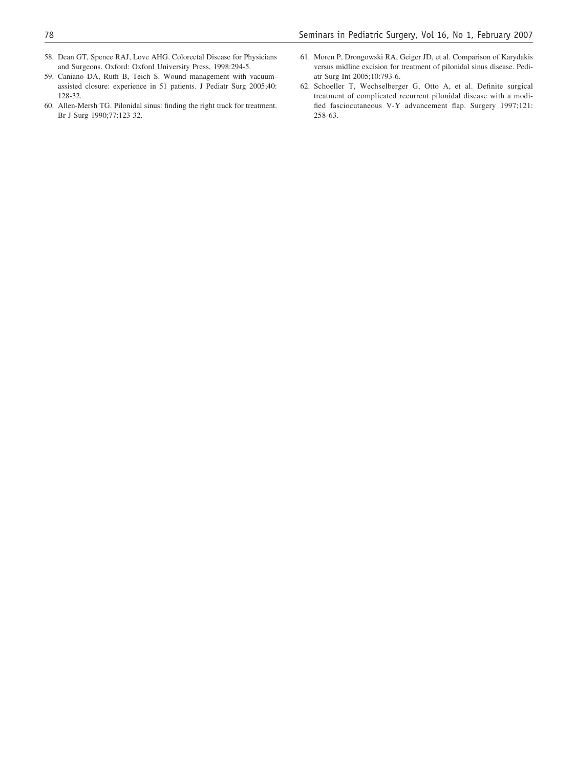58. Dean GT, Spence RAJ, Love AHG. Colorectal Disease for Physicians and Surgeons. Oxford: Oxford University Press, 1998:294-5.
59. Caniano DA, Ruth B, Teich S. Wound management with vacuum-assisted closure: experience in 51 patients. J Pediatr Surg 2005;40: 128-32.
60. Allen-Mersh TG. Pilonidal sinus: finding the right track for treatment. Br J Surg 1990;77:123-32.
61. Moren P, Drongowski RA, Geiger JD, et al. Comparison of Karydakis versus midline excision for treatment of pilonidal sinus disease. Pediatr Surg Int 2005;10:793-6.
62. Schoeller T, Wechselberger G, Otto A, et al. Definite surgical treatment of complicated recurrent pilonidal disease with a modified fasciocutaneous V-Y advancement flap. Surgery 1997;121: 258-63.